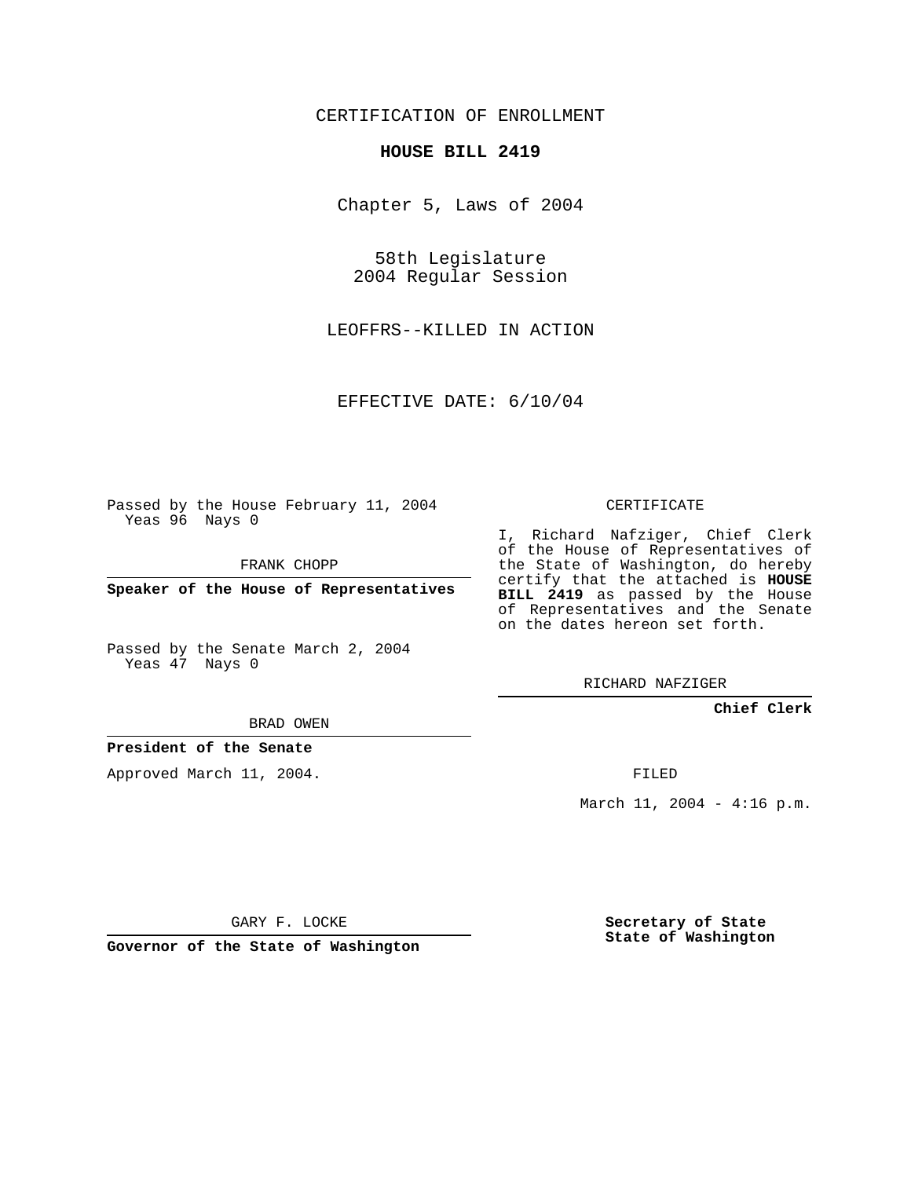CERTIFICATION OF ENROLLMENT

# HOUSE BILL 2419

Chapter 5, Laws of 2004

58th Legislature
2004 Regular Session

LEOFFRS--KILLED IN ACTION

EFFECTIVE DATE: 6/10/04

Passed by the House February 11, 2004
Yeas 96 Nays 0

FRANK CHOPP

**Speaker of the House of Representatives**

Passed by the Senate March 2, 2004
Yeas 47 Nays 0

BRAD OWEN

**President of the Senate**

Approved March 11, 2004.

GARY F. LOCKE

**Governor of the State of Washington**

CERTIFICATE

I, Richard Nafziger, Chief Clerk of the House of Representatives of the State of Washington, do hereby certify that the attached is **HOUSE BILL 2419** as passed by the House of Representatives and the Senate on the dates hereon set forth.

RICHARD NAFZIGER

**Chief Clerk**

FILED

March 11, 2004 - 4:16 p.m.

**Secretary of State**
**State of Washington**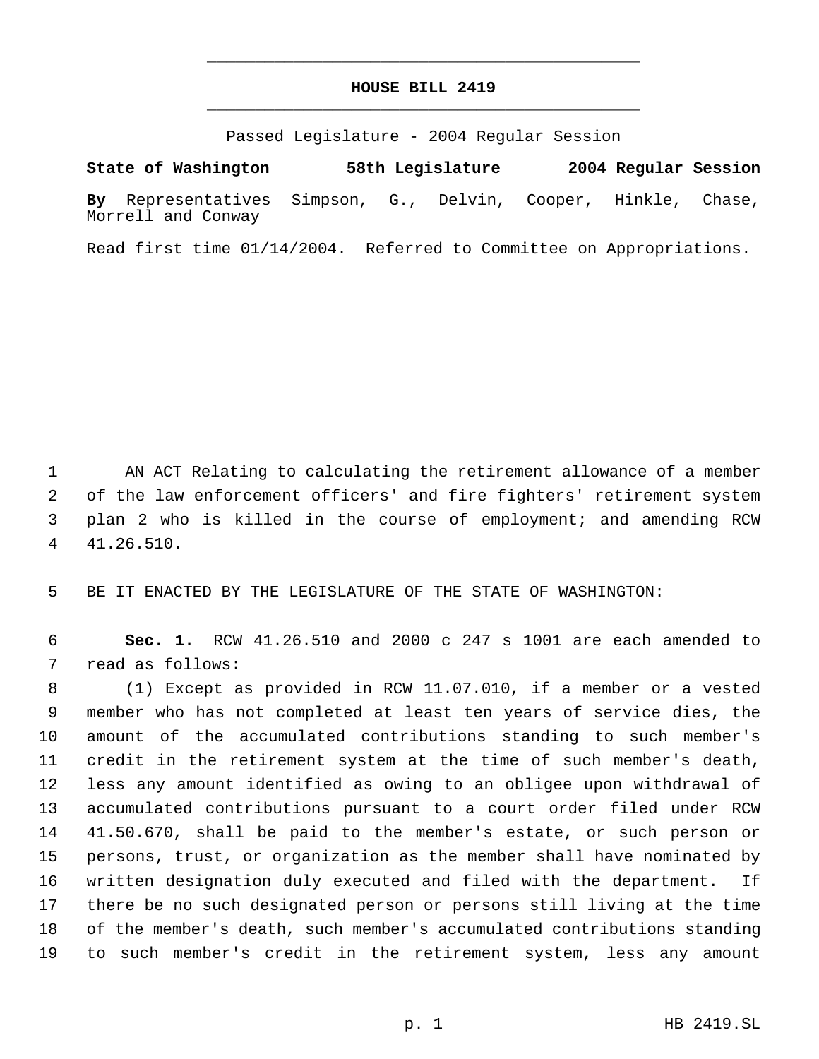# HOUSE BILL 2419

Passed Legislature - 2004 Regular Session

**State of Washington 58th Legislature 2004 Regular Session**

**By** Representatives Simpson, G., Delvin, Cooper, Hinkle, Chase, Morrell and Conway

Read first time 01/14/2004. Referred to Committee on Appropriations.

AN ACT Relating to calculating the retirement allowance of a member of the law enforcement officers' and fire fighters' retirement system plan 2 who is killed in the course of employment; and amending RCW 41.26.510.

BE IT ENACTED BY THE LEGISLATURE OF THE STATE OF WASHINGTON:

**Sec. 1.** RCW 41.26.510 and 2000 c 247 s 1001 are each amended to read as follows:

(1) Except as provided in RCW 11.07.010, if a member or a vested member who has not completed at least ten years of service dies, the amount of the accumulated contributions standing to such member's credit in the retirement system at the time of such member's death, less any amount identified as owing to an obligee upon withdrawal of accumulated contributions pursuant to a court order filed under RCW 41.50.670, shall be paid to the member's estate, or such person or persons, trust, or organization as the member shall have nominated by written designation duly executed and filed with the department. If there be no such designated person or persons still living at the time of the member's death, such member's accumulated contributions standing to such member's credit in the retirement system, less any amount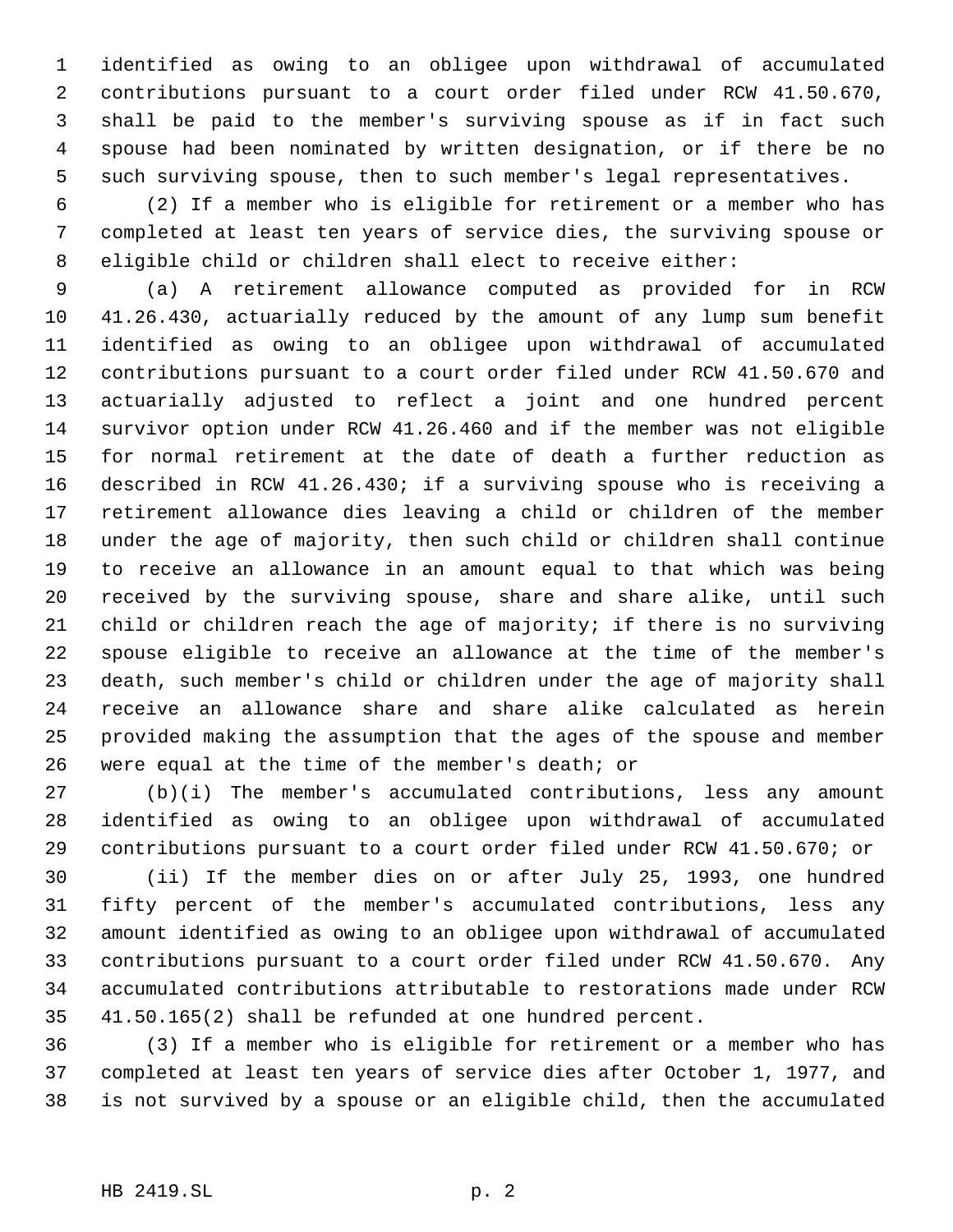identified as owing to an obligee upon withdrawal of accumulated contributions pursuant to a court order filed under RCW 41.50.670, shall be paid to the member's surviving spouse as if in fact such spouse had been nominated by written designation, or if there be no such surviving spouse, then to such member's legal representatives.

(2) If a member who is eligible for retirement or a member who has completed at least ten years of service dies, the surviving spouse or eligible child or children shall elect to receive either:

(a) A retirement allowance computed as provided for in RCW 41.26.430, actuarially reduced by the amount of any lump sum benefit identified as owing to an obligee upon withdrawal of accumulated contributions pursuant to a court order filed under RCW 41.50.670 and actuarially adjusted to reflect a joint and one hundred percent survivor option under RCW 41.26.460 and if the member was not eligible for normal retirement at the date of death a further reduction as described in RCW 41.26.430; if a surviving spouse who is receiving a retirement allowance dies leaving a child or children of the member under the age of majority, then such child or children shall continue to receive an allowance in an amount equal to that which was being received by the surviving spouse, share and share alike, until such child or children reach the age of majority; if there is no surviving spouse eligible to receive an allowance at the time of the member's death, such member's child or children under the age of majority shall receive an allowance share and share alike calculated as herein provided making the assumption that the ages of the spouse and member were equal at the time of the member's death; or

(b)(i) The member's accumulated contributions, less any amount identified as owing to an obligee upon withdrawal of accumulated contributions pursuant to a court order filed under RCW 41.50.670; or

(ii) If the member dies on or after July 25, 1993, one hundred fifty percent of the member's accumulated contributions, less any amount identified as owing to an obligee upon withdrawal of accumulated contributions pursuant to a court order filed under RCW 41.50.670. Any accumulated contributions attributable to restorations made under RCW 41.50.165(2) shall be refunded at one hundred percent.

(3) If a member who is eligible for retirement or a member who has completed at least ten years of service dies after October 1, 1977, and is not survived by a spouse or an eligible child, then the accumulated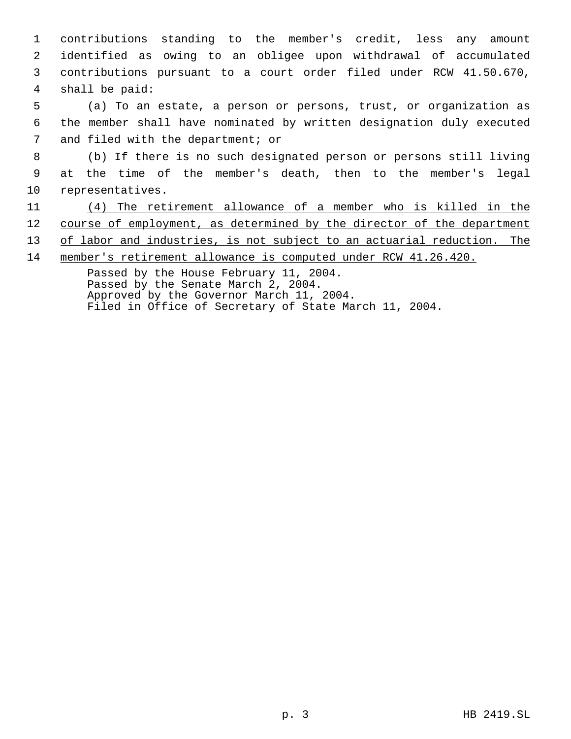contributions standing to the member's credit, less any amount identified as owing to an obligee upon withdrawal of accumulated contributions pursuant to a court order filed under RCW 41.50.670, shall be paid:

(a) To an estate, a person or persons, trust, or organization as the member shall have nominated by written designation duly executed and filed with the department; or

(b) If there is no such designated person or persons still living at the time of the member's death, then to the member's legal representatives.

<u>(4) The retirement allowance of a member who is killed in the course of employment, as determined by the director of the department of labor and industries, is not subject to an actuarial reduction. The member's retirement allowance is computed under RCW 41.26.420.</u>

Passed by the House February 11, 2004.
Passed by the Senate March 2, 2004.
Approved by the Governor March 11, 2004.
Filed in Office of Secretary of State March 11, 2004.